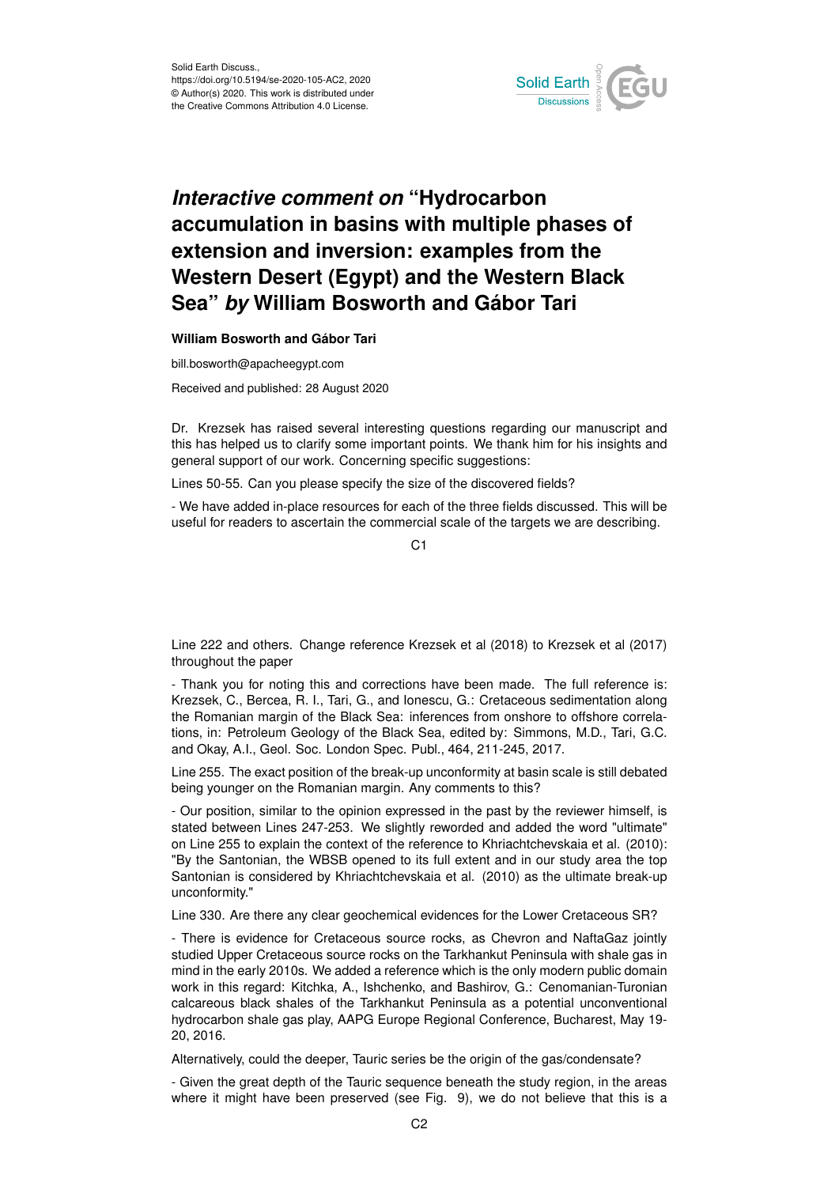# *Interactive comment on* "Hydrocarbon accumulation in basins with multiple phases of extension and inversion: examples from the Western Desert (Egypt) and the Western Black Sea" *by* William Bosworth and Gábor Tari

**William Bosworth and Gábor Tari**

bill.bosworth@apacheegypt.com

Received and published: 28 August 2020

Dr. Krezsek has raised several interesting questions regarding our manuscript and this has helped us to clarify some important points. We thank him for his insights and general support of our work. Concerning specific suggestions:

Lines 50-55. Can you please specify the size of the discovered fields?

- We have added in-place resources for each of the three fields discussed. This will be useful for readers to ascertain the commercial scale of the targets we are describing.

Line 222 and others. Change reference Krezsek et al (2018) to Krezsek et al (2017) throughout the paper

- Thank you for noting this and corrections have been made. The full reference is: Krezsek, C., Bercea, R. I., Tari, G., and Ionescu, G.: Cretaceous sedimentation along the Romanian margin of the Black Sea: inferences from onshore to offshore correlations, in: Petroleum Geology of the Black Sea, edited by: Simmons, M.D., Tari, G.C. and Okay, A.I., Geol. Soc. London Spec. Publ., 464, 211-245, 2017.

Line 255. The exact position of the break-up unconformity at basin scale is still debated being younger on the Romanian margin. Any comments to this?

- Our position, similar to the opinion expressed in the past by the reviewer himself, is stated between Lines 247-253. We slightly reworded and added the word "ultimate" on Line 255 to explain the context of the reference to Khriachtchevskaia et al. (2010): "By the Santonian, the WBSB opened to its full extent and in our study area the top Santonian is considered by Khriachtchevskaia et al. (2010) as the ultimate break-up unconformity."

Line 330. Are there any clear geochemical evidences for the Lower Cretaceous SR?

- There is evidence for Cretaceous source rocks, as Chevron and NaftaGaz jointly studied Upper Cretaceous source rocks on the Tarkhankut Peninsula with shale gas in mind in the early 2010s. We added a reference which is the only modern public domain work in this regard: Kitchka, A., Ishchenko, and Bashirov, G.: Cenomanian-Turonian calcareous black shales of the Tarkhankut Peninsula as a potential unconventional hydrocarbon shale gas play, AAPG Europe Regional Conference, Bucharest, May 19-20, 2016.

Alternatively, could the deeper, Tauric series be the origin of the gas/condensate?

- Given the great depth of the Tauric sequence beneath the study region, in the areas where it might have been preserved (see Fig. 9), we do not believe that this is a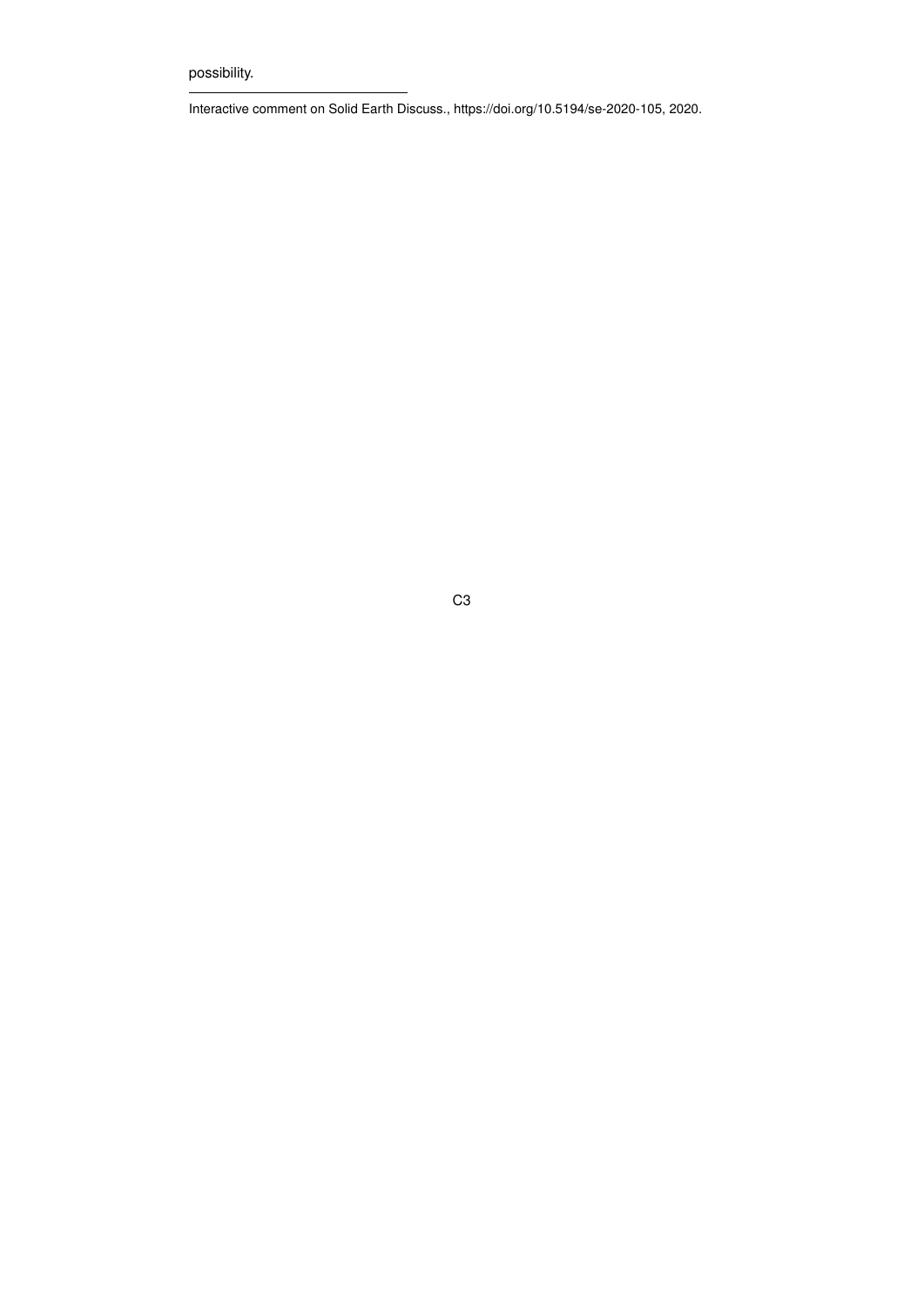possibility.

---

Interactive comment on Solid Earth Discuss., https://doi.org/10.5194/se-2020-105, 2020.